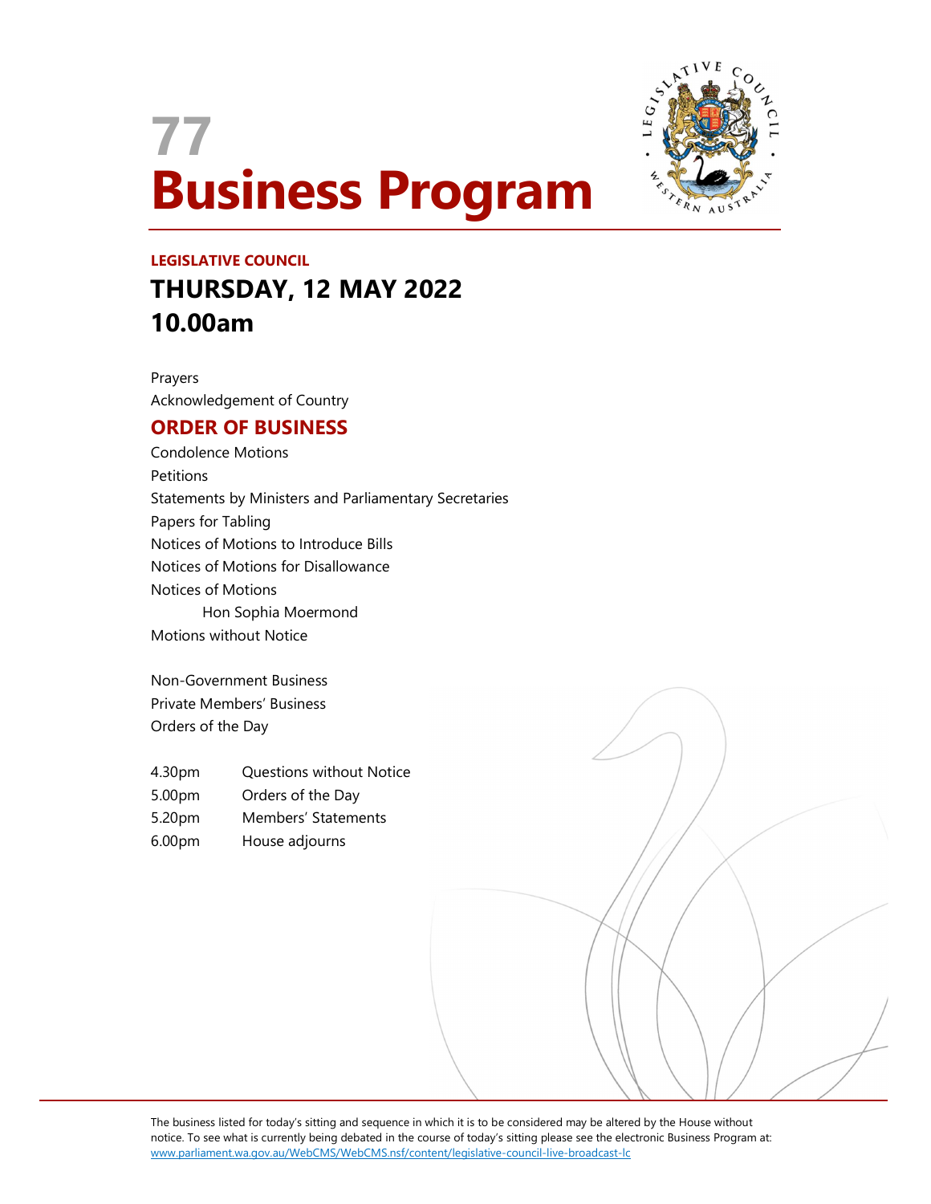# 77
# Business Program

**LEGISLATIVE COUNCIL**

## THURSDAY, 12 MAY 2022
## 10.00am

Prayers
Acknowledgement of Country

## ORDER OF BUSINESS

Condolence Motions
Petitions
Statements by Ministers and Parliamentary Secretaries
Papers for Tabling
Notices of Motions to Introduce Bills
Notices of Motions for Disallowance
Notices of Motions
    Hon Sophia Moermond
Motions without Notice

Non-Government Business
Private Members' Business
Orders of the Day

| | |
|---|---|
| 4.30pm | Questions without Notice |
| 5.00pm | Orders of the Day |
| 5.20pm | Members' Statements |
| 6.00pm | House adjourns |

The business listed for today's sitting and sequence in which it is to be considered may be altered by the House without notice. To see what is currently being debated in the course of today's sitting please see the electronic Business Program at: www.parliament.wa.gov.au/WebCMS/WebCMS.nsf/content/legislative-council-live-broadcast-lc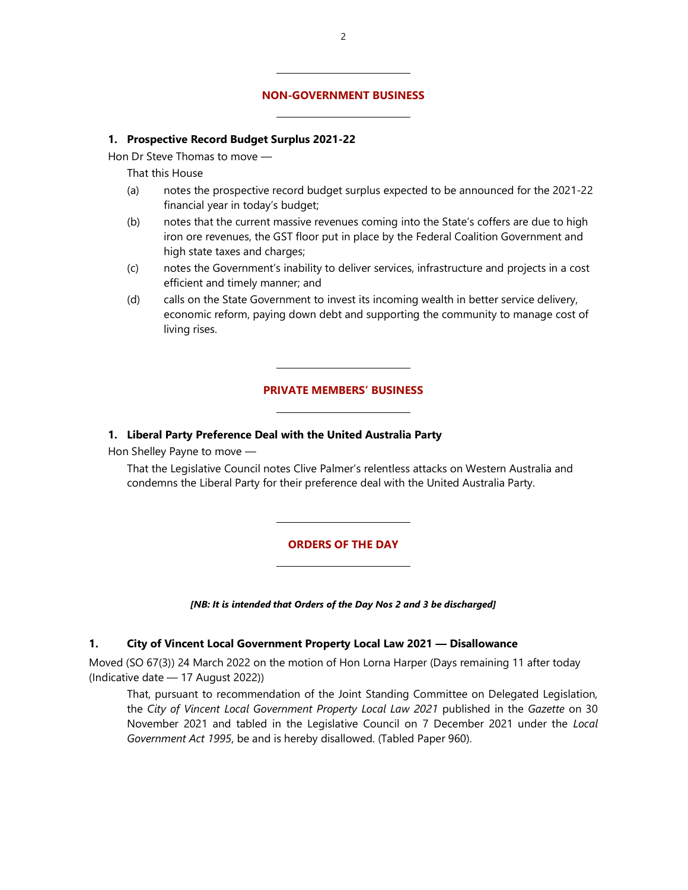## NON-GOVERNMENT BUSINESS

### 1. Prospective Record Budget Surplus 2021-22

Hon Dr Steve Thomas to move —

That this House

(a) notes the prospective record budget surplus expected to be announced for the 2021-22 financial year in today's budget;

(b) notes that the current massive revenues coming into the State's coffers are due to high iron ore revenues, the GST floor put in place by the Federal Coalition Government and high state taxes and charges;

(c) notes the Government's inability to deliver services, infrastructure and projects in a cost efficient and timely manner; and

(d) calls on the State Government to invest its incoming wealth in better service delivery, economic reform, paying down debt and supporting the community to manage cost of living rises.

## PRIVATE MEMBERS' BUSINESS

### 1. Liberal Party Preference Deal with the United Australia Party

Hon Shelley Payne to move —

That the Legislative Council notes Clive Palmer's relentless attacks on Western Australia and condemns the Liberal Party for their preference deal with the United Australia Party.

## ORDERS OF THE DAY

***[NB: It is intended that Orders of the Day Nos 2 and 3 be discharged]***

### 1. City of Vincent Local Government Property Local Law 2021 — Disallowance

Moved (SO 67(3)) 24 March 2022 on the motion of Hon Lorna Harper (Days remaining 11 after today (Indicative date — 17 August 2022))

That, pursuant to recommendation of the Joint Standing Committee on Delegated Legislation, the *City of Vincent Local Government Property Local Law 2021* published in the *Gazette* on 30 November 2021 and tabled in the Legislative Council on 7 December 2021 under the *Local Government Act 1995*, be and is hereby disallowed. (Tabled Paper 960).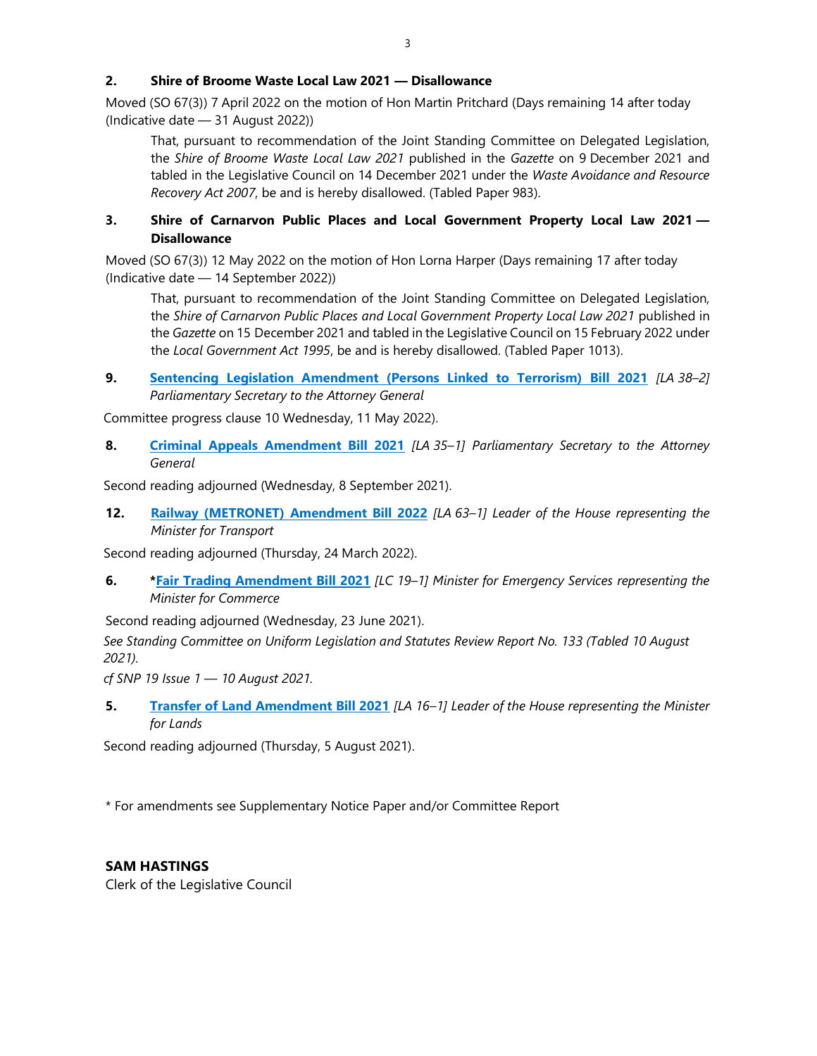**2. Shire of Broome Waste Local Law 2021 — Disallowance**

Moved (SO 67(3)) 7 April 2022 on the motion of Hon Martin Pritchard (Days remaining 14 after today (Indicative date — 31 August 2022))

> That, pursuant to recommendation of the Joint Standing Committee on Delegated Legislation, the *Shire of Broome Waste Local Law 2021* published in the *Gazette* on 9 December 2021 and tabled in the Legislative Council on 14 December 2021 under the *Waste Avoidance and Resource Recovery Act 2007*, be and is hereby disallowed. (Tabled Paper 983).

**3. Shire of Carnarvon Public Places and Local Government Property Local Law 2021 — Disallowance**

Moved (SO 67(3)) 12 May 2022 on the motion of Hon Lorna Harper (Days remaining 17 after today (Indicative date — 14 September 2022))

> That, pursuant to recommendation of the Joint Standing Committee on Delegated Legislation, the *Shire of Carnarvon Public Places and Local Government Property Local Law 2021* published in the *Gazette* on 15 December 2021 and tabled in the Legislative Council on 15 February 2022 under the *Local Government Act 1995*, be and is hereby disallowed. (Tabled Paper 1013).

**9. Sentencing Legislation Amendment (Persons Linked to Terrorism) Bill 2021** *[LA 38–2] Parliamentary Secretary to the Attorney General*

Committee progress clause 10 Wednesday, 11 May 2022).

**8. Criminal Appeals Amendment Bill 2021** *[LA 35–1] Parliamentary Secretary to the Attorney General*

Second reading adjourned (Wednesday, 8 September 2021).

**12. Railway (METRONET) Amendment Bill 2022** *[LA 63–1] Leader of the House representing the Minister for Transport*

Second reading adjourned (Thursday, 24 March 2022).

**6. *Fair Trading Amendment Bill 2021** *[LC 19–1] Minister for Emergency Services representing the Minister for Commerce*

Second reading adjourned (Wednesday, 23 June 2021).

*See Standing Committee on Uniform Legislation and Statutes Review Report No. 133 (Tabled 10 August 2021).*

*cf SNP 19 Issue 1 — 10 August 2021.*

**5. Transfer of Land Amendment Bill 2021** *[LA 16–1] Leader of the House representing the Minister for Lands*

Second reading adjourned (Thursday, 5 August 2021).

\* For amendments see Supplementary Notice Paper and/or Committee Report

**SAM HASTINGS**
Clerk of the Legislative Council